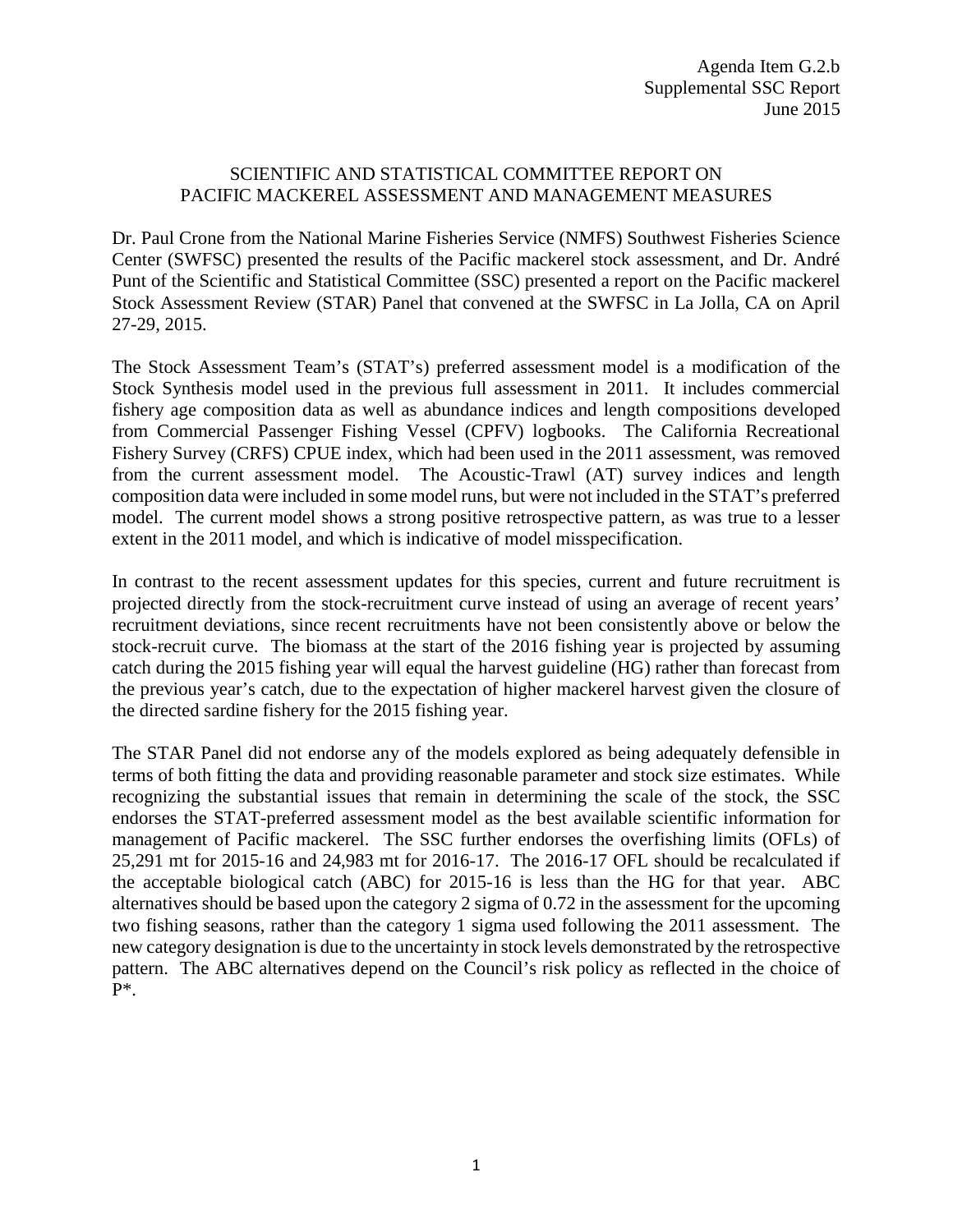Agenda Item G.2.b
Supplemental SSC Report
June 2015

# SCIENTIFIC AND STATISTICAL COMMITTEE REPORT ON PACIFIC MACKEREL ASSESSMENT AND MANAGEMENT MEASURES

Dr. Paul Crone from the National Marine Fisheries Service (NMFS) Southwest Fisheries Science Center (SWFSC) presented the results of the Pacific mackerel stock assessment, and Dr. André Punt of the Scientific and Statistical Committee (SSC) presented a report on the Pacific mackerel Stock Assessment Review (STAR) Panel that convened at the SWFSC in La Jolla, CA on April 27-29, 2015.

The Stock Assessment Team's (STAT's) preferred assessment model is a modification of the Stock Synthesis model used in the previous full assessment in 2011. It includes commercial fishery age composition data as well as abundance indices and length compositions developed from Commercial Passenger Fishing Vessel (CPFV) logbooks. The California Recreational Fishery Survey (CRFS) CPUE index, which had been used in the 2011 assessment, was removed from the current assessment model. The Acoustic-Trawl (AT) survey indices and length composition data were included in some model runs, but were not included in the STAT's preferred model. The current model shows a strong positive retrospective pattern, as was true to a lesser extent in the 2011 model, and which is indicative of model misspecification.

In contrast to the recent assessment updates for this species, current and future recruitment is projected directly from the stock-recruitment curve instead of using an average of recent years' recruitment deviations, since recent recruitments have not been consistently above or below the stock-recruit curve. The biomass at the start of the 2016 fishing year is projected by assuming catch during the 2015 fishing year will equal the harvest guideline (HG) rather than forecast from the previous year's catch, due to the expectation of higher mackerel harvest given the closure of the directed sardine fishery for the 2015 fishing year.

The STAR Panel did not endorse any of the models explored as being adequately defensible in terms of both fitting the data and providing reasonable parameter and stock size estimates. While recognizing the substantial issues that remain in determining the scale of the stock, the SSC endorses the STAT-preferred assessment model as the best available scientific information for management of Pacific mackerel. The SSC further endorses the overfishing limits (OFLs) of 25,291 mt for 2015-16 and 24,983 mt for 2016-17. The 2016-17 OFL should be recalculated if the acceptable biological catch (ABC) for 2015-16 is less than the HG for that year. ABC alternatives should be based upon the category 2 sigma of 0.72 in the assessment for the upcoming two fishing seasons, rather than the category 1 sigma used following the 2011 assessment. The new category designation is due to the uncertainty in stock levels demonstrated by the retrospective pattern. The ABC alternatives depend on the Council's risk policy as reflected in the choice of P*.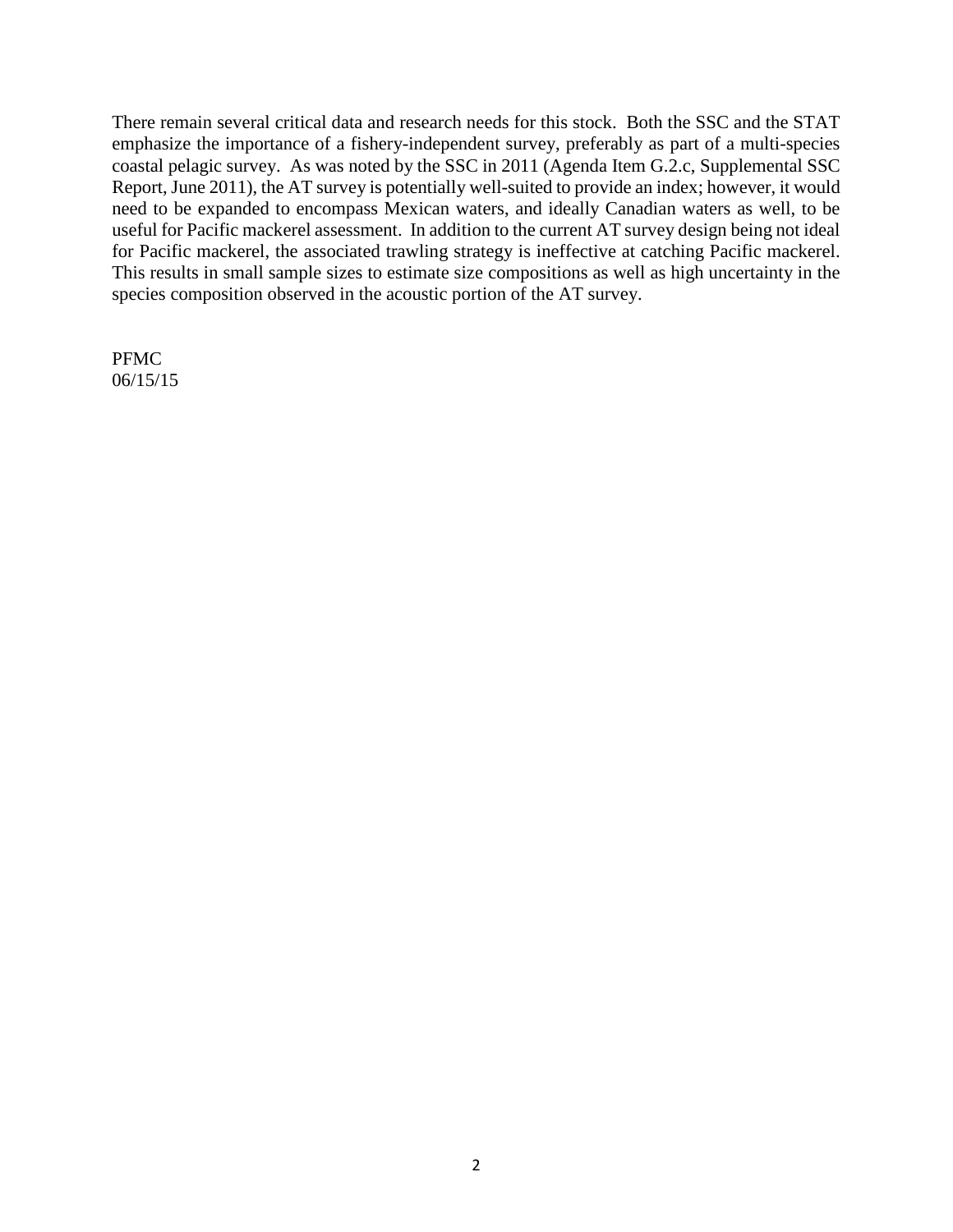There remain several critical data and research needs for this stock. Both the SSC and the STAT emphasize the importance of a fishery-independent survey, preferably as part of a multi-species coastal pelagic survey. As was noted by the SSC in 2011 (Agenda Item G.2.c, Supplemental SSC Report, June 2011), the AT survey is potentially well-suited to provide an index; however, it would need to be expanded to encompass Mexican waters, and ideally Canadian waters as well, to be useful for Pacific mackerel assessment. In addition to the current AT survey design being not ideal for Pacific mackerel, the associated trawling strategy is ineffective at catching Pacific mackerel. This results in small sample sizes to estimate size compositions as well as high uncertainty in the species composition observed in the acoustic portion of the AT survey.

PFMC
06/15/15